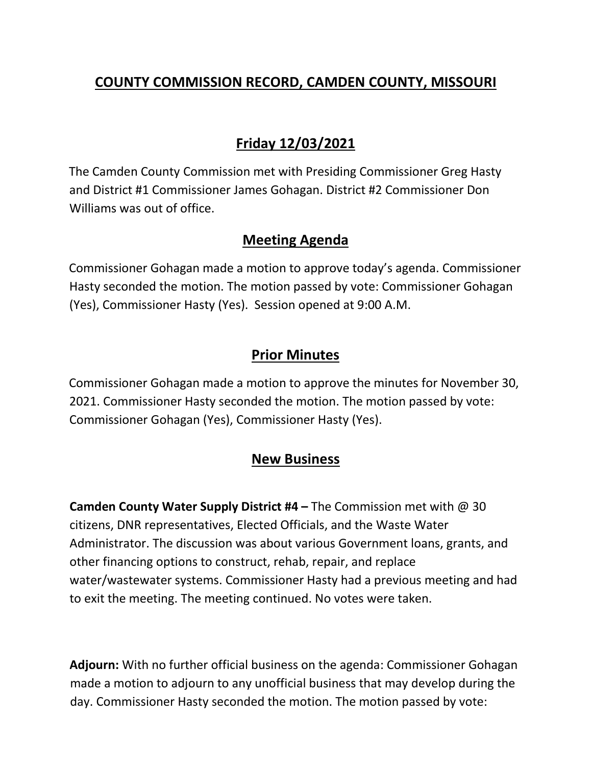# COUNTY COMMISSION RECORD, CAMDEN COUNTY, MISSOURI

## Friday 12/03/2021

The Camden County Commission met with Presiding Commissioner Greg Hasty and District #1 Commissioner James Gohagan. District #2 Commissioner Don Williams was out of office.

## Meeting Agenda

Commissioner Gohagan made a motion to approve today's agenda. Commissioner Hasty seconded the motion. The motion passed by vote: Commissioner Gohagan (Yes), Commissioner Hasty (Yes). Session opened at 9:00 A.M.

## Prior Minutes

Commissioner Gohagan made a motion to approve the minutes for November 30, 2021. Commissioner Hasty seconded the motion. The motion passed by vote: Commissioner Gohagan (Yes), Commissioner Hasty (Yes).

## New Business

**Camden County Water Supply District #4 –** The Commission met with @ 30 citizens, DNR representatives, Elected Officials, and the Waste Water Administrator. The discussion was about various Government loans, grants, and other financing options to construct, rehab, repair, and replace water/wastewater systems. Commissioner Hasty had a previous meeting and had to exit the meeting. The meeting continued. No votes were taken.

**Adjourn:** With no further official business on the agenda: Commissioner Gohagan made a motion to adjourn to any unofficial business that may develop during the day. Commissioner Hasty seconded the motion. The motion passed by vote: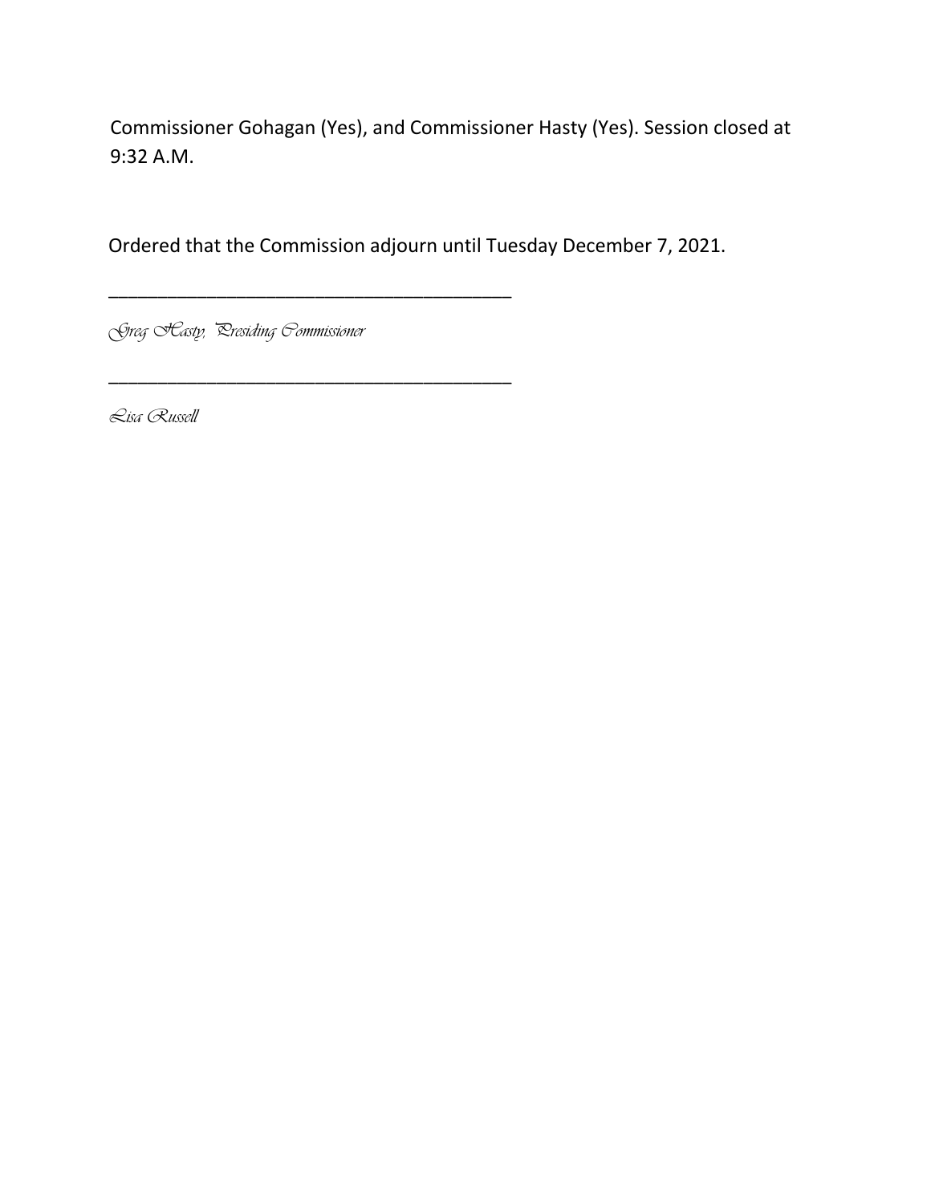Commissioner Gohagan (Yes), and Commissioner Hasty (Yes). Session closed at 9:32 A.M.

Ordered that the Commission adjourn until Tuesday December 7, 2021.

\_\_\_\_\_\_\_\_\_\_\_\_\_\_\_\_\_\_\_\_\_\_\_\_\_\_\_\_\_\_\_\_\_\_\_\_\_\_\_\_\_\_

*Greg Hasty, Presiding Commissioner*

\_\_\_\_\_\_\_\_\_\_\_\_\_\_\_\_\_\_\_\_\_\_\_\_\_\_\_\_\_\_\_\_\_\_\_\_\_\_\_\_\_\_

*Lisa Russell*